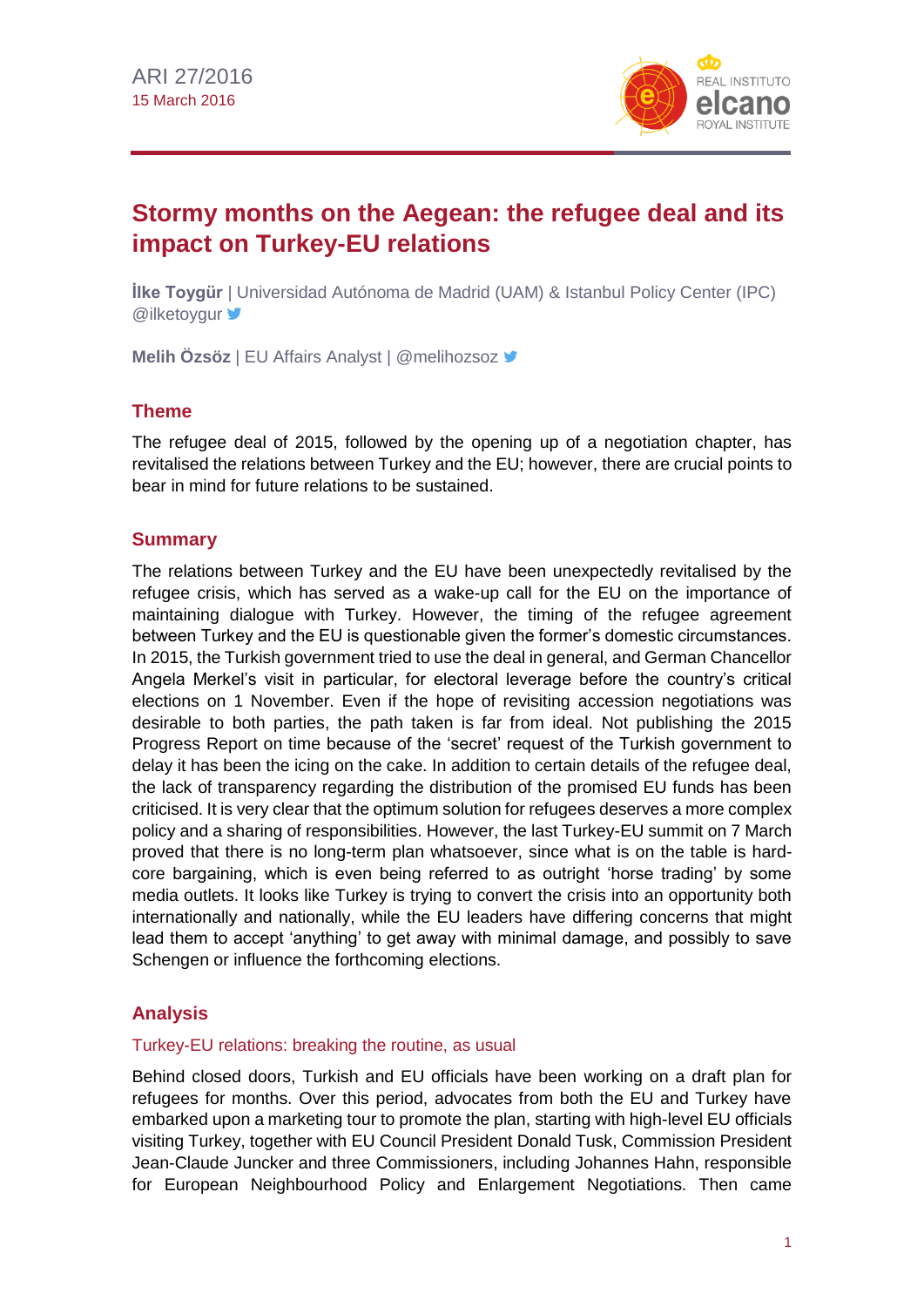ARI 27/2016
15 March 2016

# Stormy months on the Aegean: the refugee deal and its impact on Turkey-EU relations

**İlke Toygür** | Universidad Autónoma de Madrid (UAM) & Istanbul Policy Center (IPC) @ilketoygur

**Melih Özsöz** | EU Affairs Analyst | @melihozsoz

## Theme

The refugee deal of 2015, followed by the opening up of a negotiation chapter, has revitalised the relations between Turkey and the EU; however, there are crucial points to bear in mind for future relations to be sustained.

## Summary

The relations between Turkey and the EU have been unexpectedly revitalised by the refugee crisis, which has served as a wake-up call for the EU on the importance of maintaining dialogue with Turkey. However, the timing of the refugee agreement between Turkey and the EU is questionable given the former's domestic circumstances. In 2015, the Turkish government tried to use the deal in general, and German Chancellor Angela Merkel's visit in particular, for electoral leverage before the country's critical elections on 1 November. Even if the hope of revisiting accession negotiations was desirable to both parties, the path taken is far from ideal. Not publishing the 2015 Progress Report on time because of the 'secret' request of the Turkish government to delay it has been the icing on the cake. In addition to certain details of the refugee deal, the lack of transparency regarding the distribution of the promised EU funds has been criticised. It is very clear that the optimum solution for refugees deserves a more complex policy and a sharing of responsibilities. However, the last Turkey-EU summit on 7 March proved that there is no long-term plan whatsoever, since what is on the table is hard-core bargaining, which is even being referred to as outright 'horse trading' by some media outlets. It looks like Turkey is trying to convert the crisis into an opportunity both internationally and nationally, while the EU leaders have differing concerns that might lead them to accept 'anything' to get away with minimal damage, and possibly to save Schengen or influence the forthcoming elections.

## Analysis

### Turkey-EU relations: breaking the routine, as usual

Behind closed doors, Turkish and EU officials have been working on a draft plan for refugees for months. Over this period, advocates from both the EU and Turkey have embarked upon a marketing tour to promote the plan, starting with high-level EU officials visiting Turkey, together with EU Council President Donald Tusk, Commission President Jean-Claude Juncker and three Commissioners, including Johannes Hahn, responsible for European Neighbourhood Policy and Enlargement Negotiations. Then came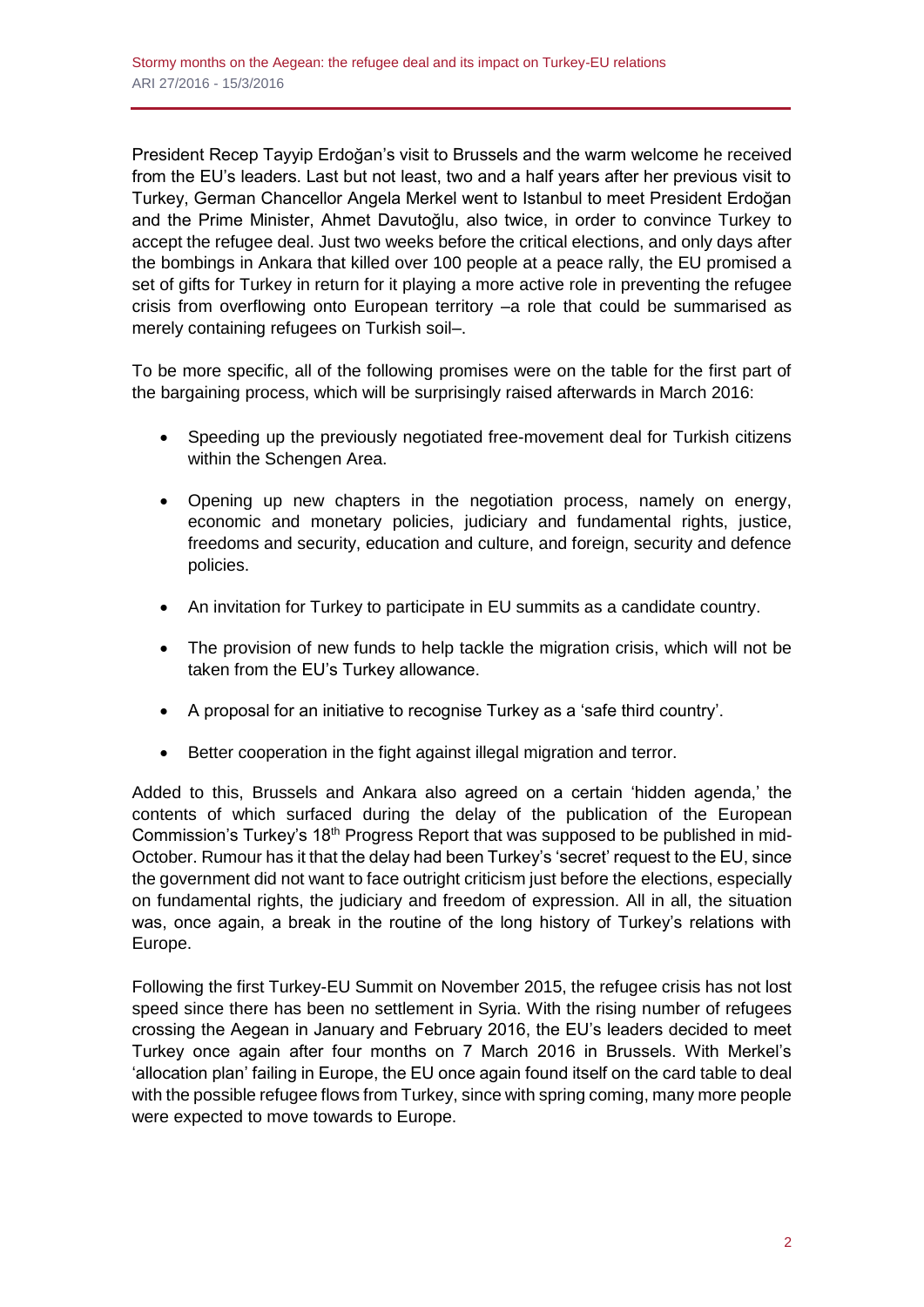President Recep Tayyip Erdoğan's visit to Brussels and the warm welcome he received from the EU's leaders. Last but not least, two and a half years after her previous visit to Turkey, German Chancellor Angela Merkel went to Istanbul to meet President Erdoğan and the Prime Minister, Ahmet Davutoğlu, also twice, in order to convince Turkey to accept the refugee deal. Just two weeks before the critical elections, and only days after the bombings in Ankara that killed over 100 people at a peace rally, the EU promised a set of gifts for Turkey in return for it playing a more active role in preventing the refugee crisis from overflowing onto European territory –a role that could be summarised as merely containing refugees on Turkish soil–.

To be more specific, all of the following promises were on the table for the first part of the bargaining process, which will be surprisingly raised afterwards in March 2016:

- Speeding up the previously negotiated free-movement deal for Turkish citizens within the Schengen Area.
- Opening up new chapters in the negotiation process, namely on energy, economic and monetary policies, judiciary and fundamental rights, justice, freedoms and security, education and culture, and foreign, security and defence policies.
- An invitation for Turkey to participate in EU summits as a candidate country.
- The provision of new funds to help tackle the migration crisis, which will not be taken from the EU's Turkey allowance.
- A proposal for an initiative to recognise Turkey as a 'safe third country'.
- Better cooperation in the fight against illegal migration and terror.

Added to this, Brussels and Ankara also agreed on a certain 'hidden agenda,' the contents of which surfaced during the delay of the publication of the European Commission's Turkey's 18th Progress Report that was supposed to be published in mid-October. Rumour has it that the delay had been Turkey's 'secret' request to the EU, since the government did not want to face outright criticism just before the elections, especially on fundamental rights, the judiciary and freedom of expression. All in all, the situation was, once again, a break in the routine of the long history of Turkey's relations with Europe.

Following the first Turkey-EU Summit on November 2015, the refugee crisis has not lost speed since there has been no settlement in Syria. With the rising number of refugees crossing the Aegean in January and February 2016, the EU's leaders decided to meet Turkey once again after four months on 7 March 2016 in Brussels. With Merkel's 'allocation plan' failing in Europe, the EU once again found itself on the card table to deal with the possible refugee flows from Turkey, since with spring coming, many more people were expected to move towards to Europe.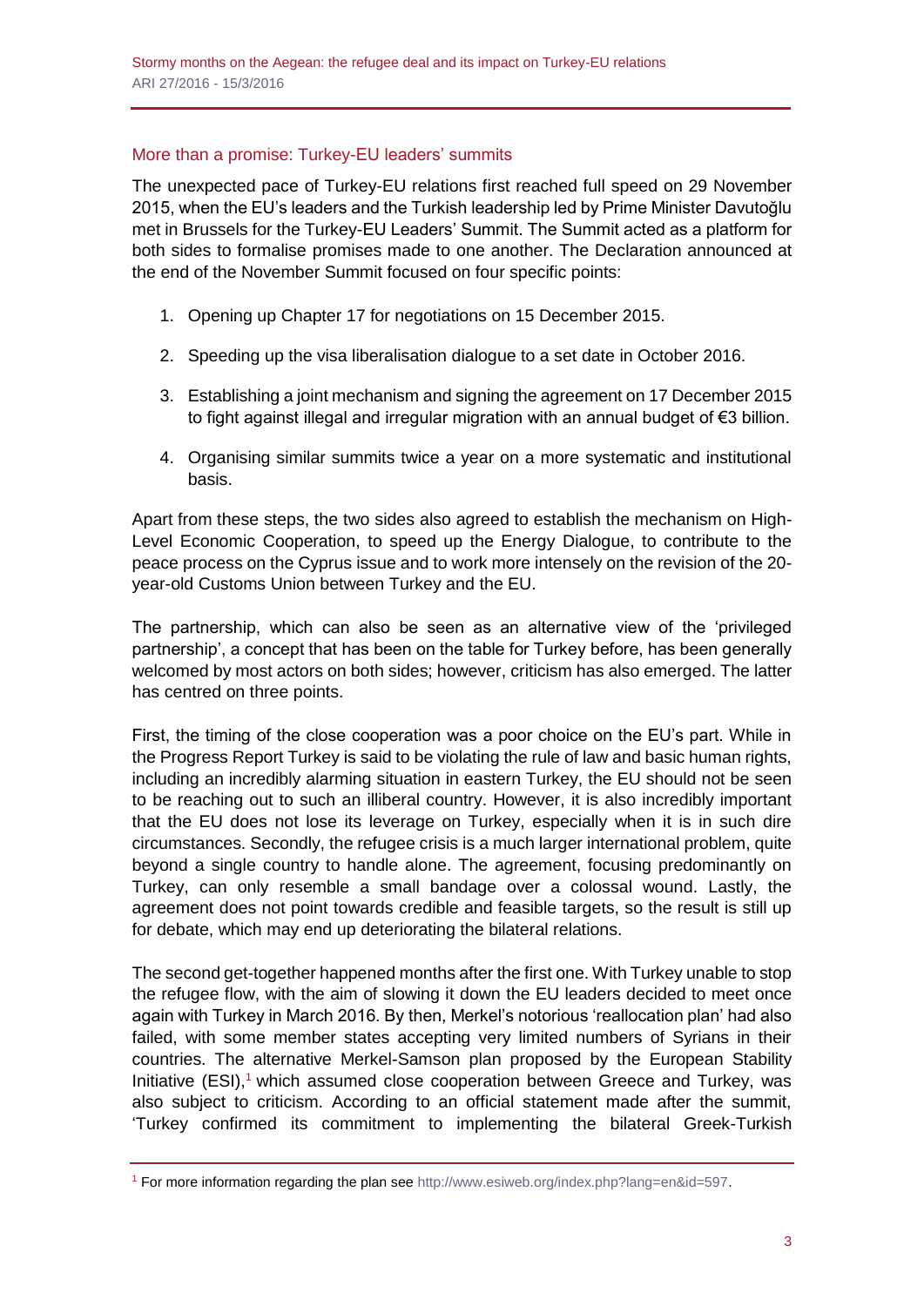## More than a promise: Turkey-EU leaders' summits

The unexpected pace of Turkey-EU relations first reached full speed on 29 November 2015, when the EU's leaders and the Turkish leadership led by Prime Minister Davutoğlu met in Brussels for the Turkey-EU Leaders' Summit. The Summit acted as a platform for both sides to formalise promises made to one another. The Declaration announced at the end of the November Summit focused on four specific points:

1. Opening up Chapter 17 for negotiations on 15 December 2015.
2. Speeding up the visa liberalisation dialogue to a set date in October 2016.
3. Establishing a joint mechanism and signing the agreement on 17 December 2015 to fight against illegal and irregular migration with an annual budget of €3 billion.
4. Organising similar summits twice a year on a more systematic and institutional basis.

Apart from these steps, the two sides also agreed to establish the mechanism on High-Level Economic Cooperation, to speed up the Energy Dialogue, to contribute to the peace process on the Cyprus issue and to work more intensely on the revision of the 20-year-old Customs Union between Turkey and the EU.

The partnership, which can also be seen as an alternative view of the 'privileged partnership', a concept that has been on the table for Turkey before, has been generally welcomed by most actors on both sides; however, criticism has also emerged. The latter has centred on three points.

First, the timing of the close cooperation was a poor choice on the EU's part. While in the Progress Report Turkey is said to be violating the rule of law and basic human rights, including an incredibly alarming situation in eastern Turkey, the EU should not be seen to be reaching out to such an illiberal country. However, it is also incredibly important that the EU does not lose its leverage on Turkey, especially when it is in such dire circumstances. Secondly, the refugee crisis is a much larger international problem, quite beyond a single country to handle alone. The agreement, focusing predominantly on Turkey, can only resemble a small bandage over a colossal wound. Lastly, the agreement does not point towards credible and feasible targets, so the result is still up for debate, which may end up deteriorating the bilateral relations.

The second get-together happened months after the first one. With Turkey unable to stop the refugee flow, with the aim of slowing it down the EU leaders decided to meet once again with Turkey in March 2016. By then, Merkel's notorious 'reallocation plan' had also failed, with some member states accepting very limited numbers of Syrians in their countries. The alternative Merkel-Samson plan proposed by the European Stability Initiative (ESI),[1] which assumed close cooperation between Greece and Turkey, was also subject to criticism. According to an official statement made after the summit, 'Turkey confirmed its commitment to implementing the bilateral Greek-Turkish

[1] For more information regarding the plan see http://www.esiweb.org/index.php?lang=en&id=597.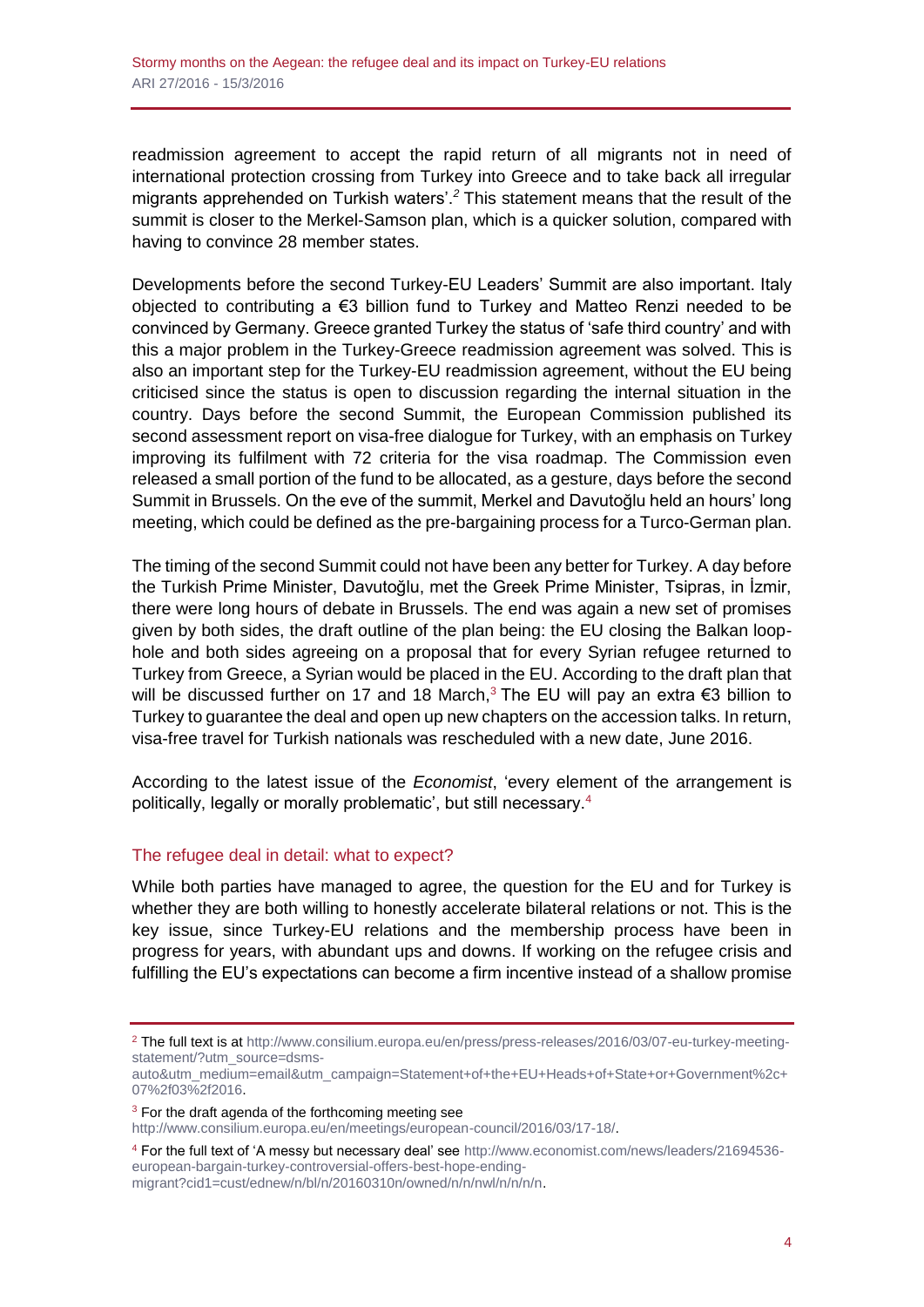readmission agreement to accept the rapid return of all migrants not in need of international protection crossing from Turkey into Greece and to take back all irregular migrants apprehended on Turkish waters'.[2] This statement means that the result of the summit is closer to the Merkel-Samson plan, which is a quicker solution, compared with having to convince 28 member states.

Developments before the second Turkey-EU Leaders' Summit are also important. Italy objected to contributing a €3 billion fund to Turkey and Matteo Renzi needed to be convinced by Germany. Greece granted Turkey the status of 'safe third country' and with this a major problem in the Turkey-Greece readmission agreement was solved. This is also an important step for the Turkey-EU readmission agreement, without the EU being criticised since the status is open to discussion regarding the internal situation in the country. Days before the second Summit, the European Commission published its second assessment report on visa-free dialogue for Turkey, with an emphasis on Turkey improving its fulfilment with 72 criteria for the visa roadmap. The Commission even released a small portion of the fund to be allocated, as a gesture, days before the second Summit in Brussels. On the eve of the summit, Merkel and Davutoğlu held an hours' long meeting, which could be defined as the pre-bargaining process for a Turco-German plan.

The timing of the second Summit could not have been any better for Turkey. A day before the Turkish Prime Minister, Davutoğlu, met the Greek Prime Minister, Tsipras, in İzmir, there were long hours of debate in Brussels. The end was again a new set of promises given by both sides, the draft outline of the plan being: the EU closing the Balkan loop-hole and both sides agreeing on a proposal that for every Syrian refugee returned to Turkey from Greece, a Syrian would be placed in the EU. According to the draft plan that will be discussed further on 17 and 18 March,[3] The EU will pay an extra €3 billion to Turkey to guarantee the deal and open up new chapters on the accession talks. In return, visa-free travel for Turkish nationals was rescheduled with a new date, June 2016.

According to the latest issue of the *Economist*, 'every element of the arrangement is politically, legally or morally problematic', but still necessary.[4]

## The refugee deal in detail: what to expect?

While both parties have managed to agree, the question for the EU and for Turkey is whether they are both willing to honestly accelerate bilateral relations or not. This is the key issue, since Turkey-EU relations and the membership process have been in progress for years, with abundant ups and downs. If working on the refugee crisis and fulfilling the EU's expectations can become a firm incentive instead of a shallow promise

---

[2] The full text is at http://www.consilium.europa.eu/en/press/press-releases/2016/03/07-eu-turkey-meeting-statement/?utm_source=dsms-auto&utm_medium=email&utm_campaign=Statement+of+the+EU+Heads+of+State+or+Government%2c+07%2f03%2f2016.

[3] For the draft agenda of the forthcoming meeting see http://www.consilium.europa.eu/en/meetings/european-council/2016/03/17-18/.

[4] For the full text of 'A messy but necessary deal' see http://www.economist.com/news/leaders/21694536-european-bargain-turkey-controversial-offers-best-hope-ending-migrant?cid1=cust/ednew/n/bl/n/20160310n/owned/n/n/nwl/n/n/n/n.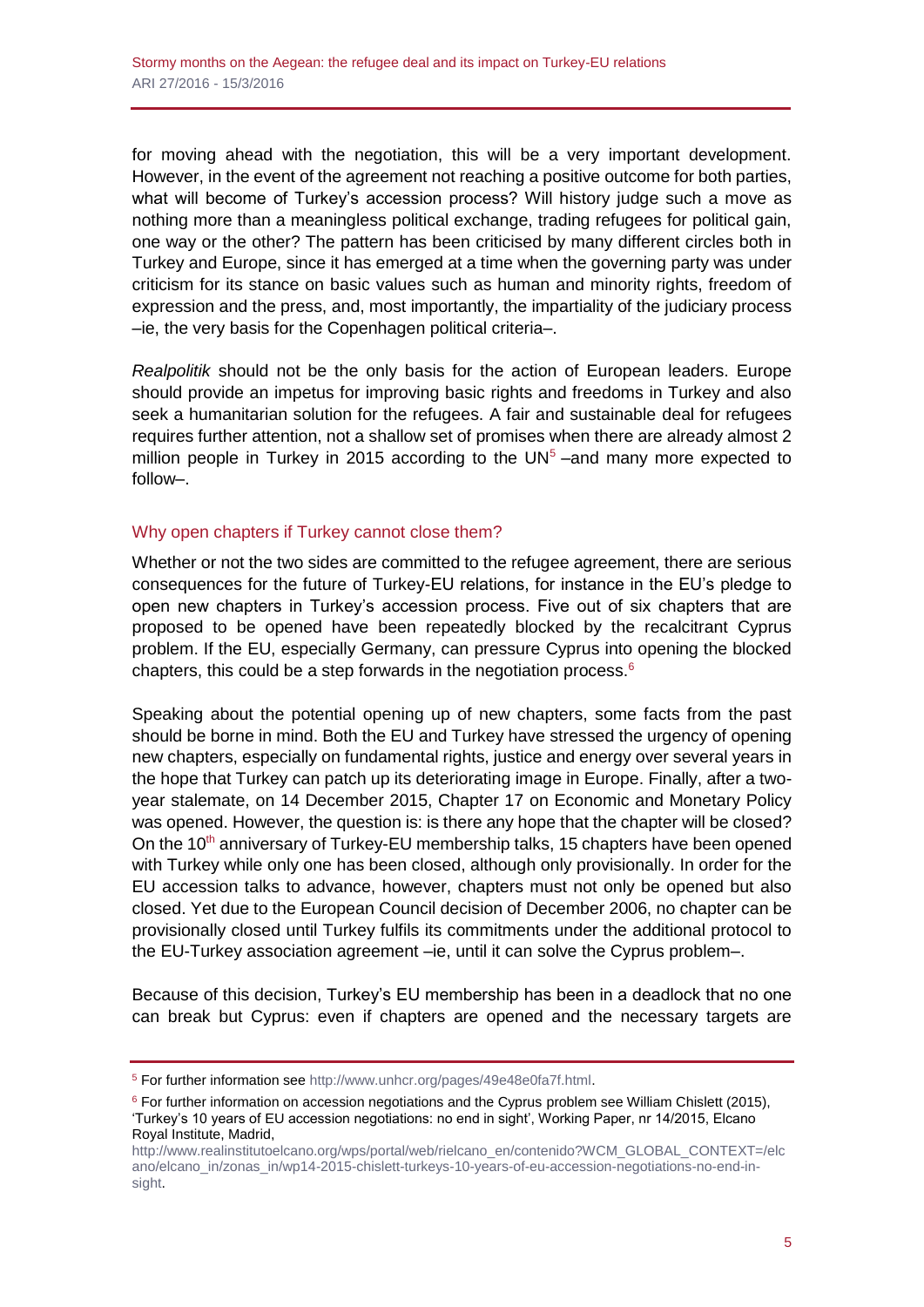for moving ahead with the negotiation, this will be a very important development. However, in the event of the agreement not reaching a positive outcome for both parties, what will become of Turkey's accession process? Will history judge such a move as nothing more than a meaningless political exchange, trading refugees for political gain, one way or the other? The pattern has been criticised by many different circles both in Turkey and Europe, since it has emerged at a time when the governing party was under criticism for its stance on basic values such as human and minority rights, freedom of expression and the press, and, most importantly, the impartiality of the judiciary process –ie, the very basis for the Copenhagen political criteria–.

*Realpolitik* should not be the only basis for the action of European leaders. Europe should provide an impetus for improving basic rights and freedoms in Turkey and also seek a humanitarian solution for the refugees. A fair and sustainable deal for refugees requires further attention, not a shallow set of promises when there are already almost 2 million people in Turkey in 2015 according to the UN[5] –and many more expected to follow–.

## Why open chapters if Turkey cannot close them?

Whether or not the two sides are committed to the refugee agreement, there are serious consequences for the future of Turkey-EU relations, for instance in the EU's pledge to open new chapters in Turkey's accession process. Five out of six chapters that are proposed to be opened have been repeatedly blocked by the recalcitrant Cyprus problem. If the EU, especially Germany, can pressure Cyprus into opening the blocked chapters, this could be a step forwards in the negotiation process.[6]

Speaking about the potential opening up of new chapters, some facts from the past should be borne in mind. Both the EU and Turkey have stressed the urgency of opening new chapters, especially on fundamental rights, justice and energy over several years in the hope that Turkey can patch up its deteriorating image in Europe. Finally, after a two-year stalemate, on 14 December 2015, Chapter 17 on Economic and Monetary Policy was opened. However, the question is: is there any hope that the chapter will be closed? On the 10th anniversary of Turkey-EU membership talks, 15 chapters have been opened with Turkey while only one has been closed, although only provisionally. In order for the EU accession talks to advance, however, chapters must not only be opened but also closed. Yet due to the European Council decision of December 2006, no chapter can be provisionally closed until Turkey fulfils its commitments under the additional protocol to the EU-Turkey association agreement –ie, until it can solve the Cyprus problem–.

Because of this decision, Turkey's EU membership has been in a deadlock that no one can break but Cyprus: even if chapters are opened and the necessary targets are

---

[5] For further information see http://www.unhcr.org/pages/49e48e0fa7f.html.

[6] For further information on accession negotiations and the Cyprus problem see William Chislett (2015), 'Turkey's 10 years of EU accession negotiations: no end in sight', Working Paper, nr 14/2015, Elcano Royal Institute, Madrid, http://www.realinstitutoelcano.org/wps/portal/web/rielcano_en/contenido?WCM_GLOBAL_CONTEXT=/elcano/elcano_in/zonas_in/wp14-2015-chislett-turkeys-10-years-of-eu-accession-negotiations-no-end-in-sight.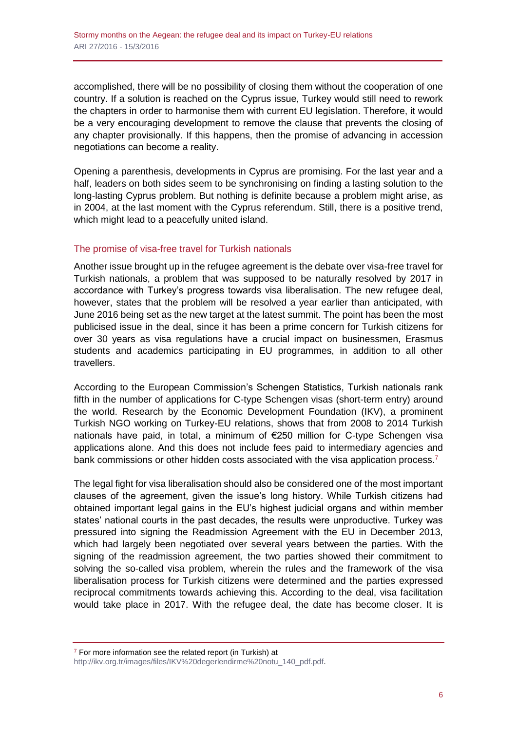accomplished, there will be no possibility of closing them without the cooperation of one country. If a solution is reached on the Cyprus issue, Turkey would still need to rework the chapters in order to harmonise them with current EU legislation. Therefore, it would be a very encouraging development to remove the clause that prevents the closing of any chapter provisionally. If this happens, then the promise of advancing in accession negotiations can become a reality.

Opening a parenthesis, developments in Cyprus are promising. For the last year and a half, leaders on both sides seem to be synchronising on finding a lasting solution to the long-lasting Cyprus problem. But nothing is definite because a problem might arise, as in 2004, at the last moment with the Cyprus referendum. Still, there is a positive trend, which might lead to a peacefully united island.

## The promise of visa-free travel for Turkish nationals

Another issue brought up in the refugee agreement is the debate over visa-free travel for Turkish nationals, a problem that was supposed to be naturally resolved by 2017 in accordance with Turkey's progress towards visa liberalisation. The new refugee deal, however, states that the problem will be resolved a year earlier than anticipated, with June 2016 being set as the new target at the latest summit. The point has been the most publicised issue in the deal, since it has been a prime concern for Turkish citizens for over 30 years as visa regulations have a crucial impact on businessmen, Erasmus students and academics participating in EU programmes, in addition to all other travellers.

According to the European Commission's Schengen Statistics, Turkish nationals rank fifth in the number of applications for C-type Schengen visas (short-term entry) around the world. Research by the Economic Development Foundation (IKV), a prominent Turkish NGO working on Turkey-EU relations, shows that from 2008 to 2014 Turkish nationals have paid, in total, a minimum of €250 million for C-type Schengen visa applications alone. And this does not include fees paid to intermediary agencies and bank commissions or other hidden costs associated with the visa application process.[7]

The legal fight for visa liberalisation should also be considered one of the most important clauses of the agreement, given the issue's long history. While Turkish citizens had obtained important legal gains in the EU's highest judicial organs and within member states' national courts in the past decades, the results were unproductive. Turkey was pressured into signing the Readmission Agreement with the EU in December 2013, which had largely been negotiated over several years between the parties. With the signing of the readmission agreement, the two parties showed their commitment to solving the so-called visa problem, wherein the rules and the framework of the visa liberalisation process for Turkish citizens were determined and the parties expressed reciprocal commitments towards achieving this. According to the deal, visa facilitation would take place in 2017. With the refugee deal, the date has become closer. It is

---

[7] For more information see the related report (in Turkish) at http://ikv.org.tr/images/files/IKV%20degerlendirme%20notu_140_pdf.pdf.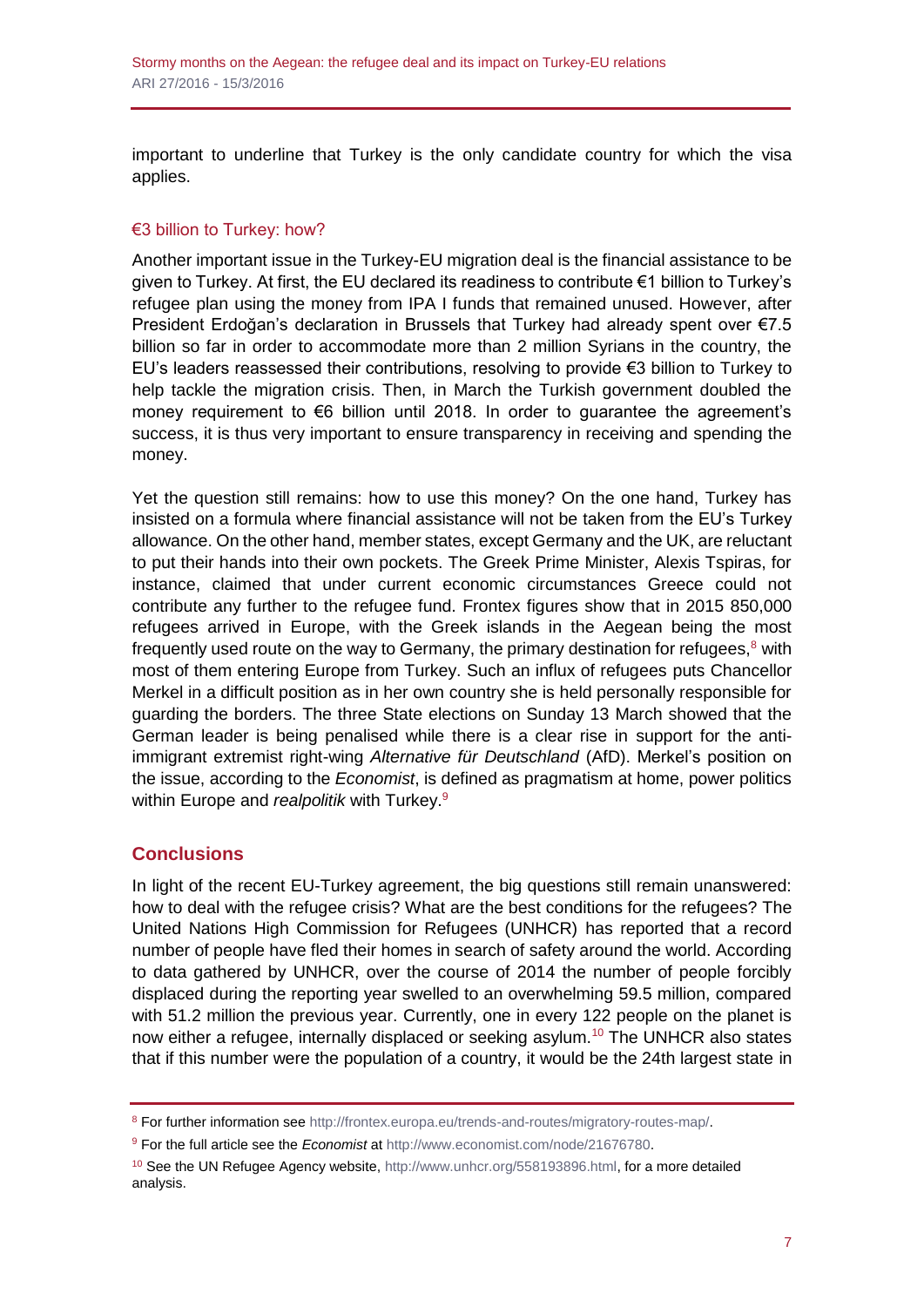important to underline that Turkey is the only candidate country for which the visa applies.

### €3 billion to Turkey: how?

Another important issue in the Turkey-EU migration deal is the financial assistance to be given to Turkey. At first, the EU declared its readiness to contribute €1 billion to Turkey's refugee plan using the money from IPA I funds that remained unused. However, after President Erdoğan's declaration in Brussels that Turkey had already spent over €7.5 billion so far in order to accommodate more than 2 million Syrians in the country, the EU's leaders reassessed their contributions, resolving to provide €3 billion to Turkey to help tackle the migration crisis. Then, in March the Turkish government doubled the money requirement to €6 billion until 2018. In order to guarantee the agreement's success, it is thus very important to ensure transparency in receiving and spending the money.

Yet the question still remains: how to use this money? On the one hand, Turkey has insisted on a formula where financial assistance will not be taken from the EU's Turkey allowance. On the other hand, member states, except Germany and the UK, are reluctant to put their hands into their own pockets. The Greek Prime Minister, Alexis Tspiras, for instance, claimed that under current economic circumstances Greece could not contribute any further to the refugee fund. Frontex figures show that in 2015 850,000 refugees arrived in Europe, with the Greek islands in the Aegean being the most frequently used route on the way to Germany, the primary destination for refugees,[8] with most of them entering Europe from Turkey. Such an influx of refugees puts Chancellor Merkel in a difficult position as in her own country she is held personally responsible for guarding the borders. The three State elections on Sunday 13 March showed that the German leader is being penalised while there is a clear rise in support for the anti-immigrant extremist right-wing *Alternative für Deutschland* (AfD). Merkel's position on the issue, according to the *Economist*, is defined as pragmatism at home, power politics within Europe and *realpolitik* with Turkey.[9]

## Conclusions

In light of the recent EU-Turkey agreement, the big questions still remain unanswered: how to deal with the refugee crisis? What are the best conditions for the refugees? The United Nations High Commission for Refugees (UNHCR) has reported that a record number of people have fled their homes in search of safety around the world. According to data gathered by UNHCR, over the course of 2014 the number of people forcibly displaced during the reporting year swelled to an overwhelming 59.5 million, compared with 51.2 million the previous year. Currently, one in every 122 people on the planet is now either a refugee, internally displaced or seeking asylum.[10] The UNHCR also states that if this number were the population of a country, it would be the 24th largest state in

---

[8] For further information see http://frontex.europa.eu/trends-and-routes/migratory-routes-map/.

[9] For the full article see the *Economist* at http://www.economist.com/node/21676780.

[10] See the UN Refugee Agency website, http://www.unhcr.org/558193896.html, for a more detailed analysis.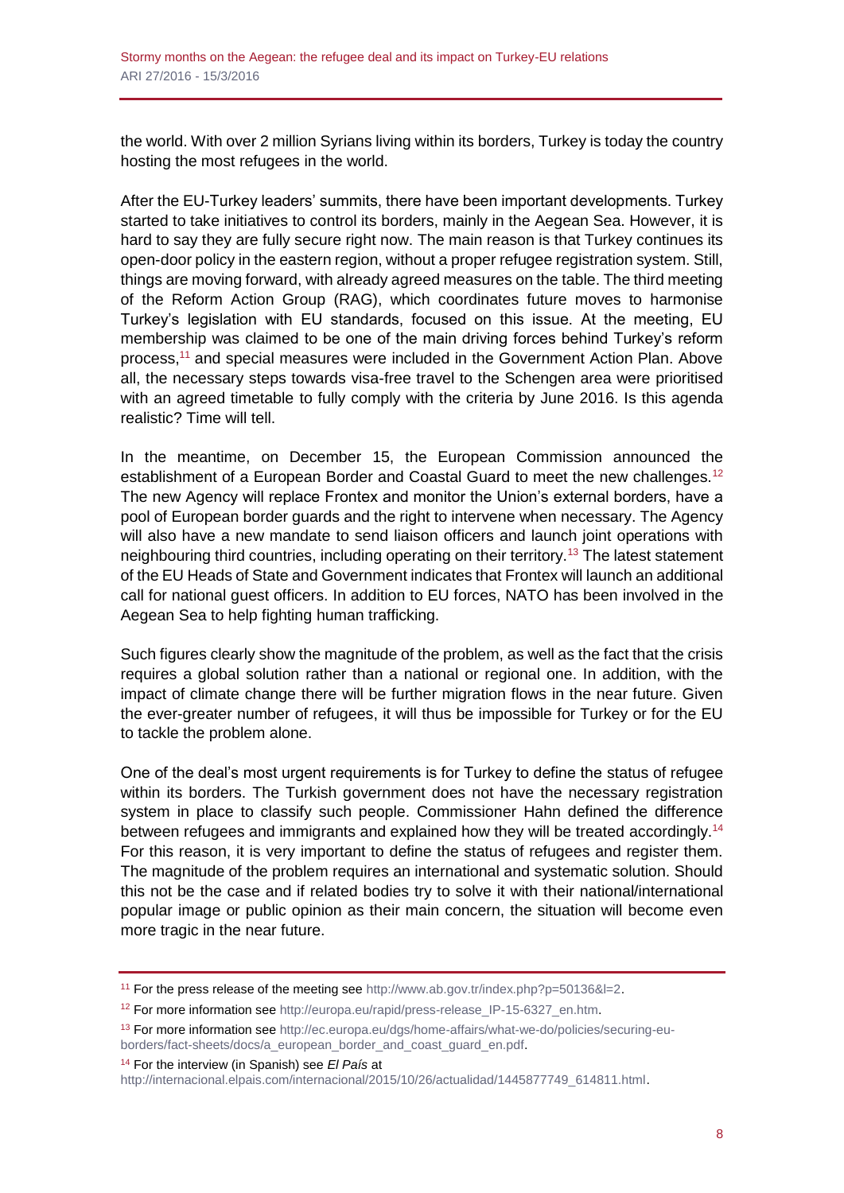the world. With over 2 million Syrians living within its borders, Turkey is today the country hosting the most refugees in the world.

After the EU-Turkey leaders' summits, there have been important developments. Turkey started to take initiatives to control its borders, mainly in the Aegean Sea. However, it is hard to say they are fully secure right now. The main reason is that Turkey continues its open-door policy in the eastern region, without a proper refugee registration system. Still, things are moving forward, with already agreed measures on the table. The third meeting of the Reform Action Group (RAG), which coordinates future moves to harmonise Turkey's legislation with EU standards, focused on this issue. At the meeting, EU membership was claimed to be one of the main driving forces behind Turkey's reform process,[11] and special measures were included in the Government Action Plan. Above all, the necessary steps towards visa-free travel to the Schengen area were prioritised with an agreed timetable to fully comply with the criteria by June 2016. Is this agenda realistic? Time will tell.

In the meantime, on December 15, the European Commission announced the establishment of a European Border and Coastal Guard to meet the new challenges.[12] The new Agency will replace Frontex and monitor the Union's external borders, have a pool of European border guards and the right to intervene when necessary. The Agency will also have a new mandate to send liaison officers and launch joint operations with neighbouring third countries, including operating on their territory.[13] The latest statement of the EU Heads of State and Government indicates that Frontex will launch an additional call for national guest officers. In addition to EU forces, NATO has been involved in the Aegean Sea to help fighting human trafficking.

Such figures clearly show the magnitude of the problem, as well as the fact that the crisis requires a global solution rather than a national or regional one. In addition, with the impact of climate change there will be further migration flows in the near future. Given the ever-greater number of refugees, it will thus be impossible for Turkey or for the EU to tackle the problem alone.

One of the deal's most urgent requirements is for Turkey to define the status of refugee within its borders. The Turkish government does not have the necessary registration system in place to classify such people. Commissioner Hahn defined the difference between refugees and immigrants and explained how they will be treated accordingly.[14] For this reason, it is very important to define the status of refugees and register them. The magnitude of the problem requires an international and systematic solution. Should this not be the case and if related bodies try to solve it with their national/international popular image or public opinion as their main concern, the situation will become even more tragic in the near future.

---

[11] For the press release of the meeting see http://www.ab.gov.tr/index.php?p=50136&l=2.

[12] For more information see http://europa.eu/rapid/press-release_IP-15-6327_en.htm.

[13] For more information see http://ec.europa.eu/dgs/home-affairs/what-we-do/policies/securing-eu-borders/fact-sheets/docs/a_european_border_and_coast_guard_en.pdf.

[14] For the interview (in Spanish) see *El País* at http://internacional.elpais.com/internacional/2015/10/26/actualidad/1445877749_614811.html.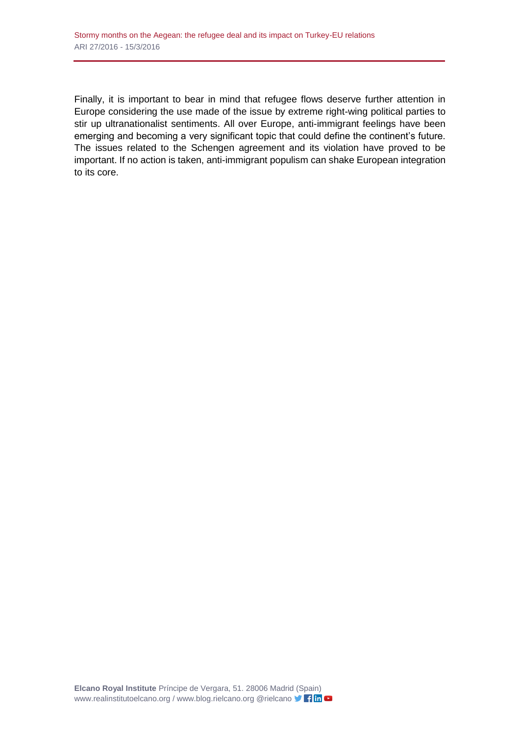Finally, it is important to bear in mind that refugee flows deserve further attention in Europe considering the use made of the issue by extreme right-wing political parties to stir up ultranationalist sentiments. All over Europe, anti-immigrant feelings have been emerging and becoming a very significant topic that could define the continent's future. The issues related to the Schengen agreement and its violation have proved to be important. If no action is taken, anti-immigrant populism can shake European integration to its core.